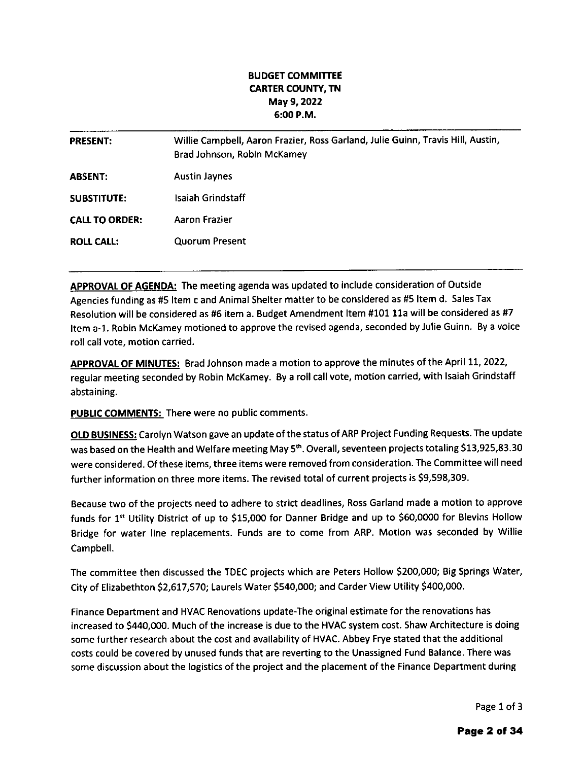**BUDGET COMMITTEE**
**CARTER COUNTY, TN**
**May 9, 2022**
**6:00 P.M.**

| | |
|---|---|
| **PRESENT:** | Willie Campbell, Aaron Frazier, Ross Garland, Julie Guinn, Travis Hill, Austin, Brad Johnson, Robin McKamey |
| **ABSENT:** | Austin Jaynes |
| **SUBSTITUTE:** | Isaiah Grindstaff |
| **CALL TO ORDER:** | Aaron Frazier |
| **ROLL CALL:** | Quorum Present |

**APPROVAL OF AGENDA:** The meeting agenda was updated to include consideration of Outside Agencies funding as #5 Item c and Animal Shelter matter to be considered as #5 Item d. Sales Tax Resolution will be considered as #6 item a. Budget Amendment Item #101 11a will be considered as #7 Item a-1. Robin McKamey motioned to approve the revised agenda, seconded by Julie Guinn. By a voice roll call vote, motion carried.

**APPROVAL OF MINUTES:** Brad Johnson made a motion to approve the minutes of the April 11, 2022, regular meeting seconded by Robin McKamey. By a roll call vote, motion carried, with Isaiah Grindstaff abstaining.

**PUBLIC COMMENTS:** There were no public comments.

**OLD BUSINESS:** Carolyn Watson gave an update of the status of ARP Project Funding Requests. The update was based on the Health and Welfare meeting May 5th. Overall, seventeen projects totaling $13,925,83.30 were considered. Of these items, three items were removed from consideration. The Committee will need further information on three more items. The revised total of current projects is $9,598,309.

Because two of the projects need to adhere to strict deadlines, Ross Garland made a motion to approve funds for 1st Utility District of up to $15,000 for Danner Bridge and up to $60,0000 for Blevins Hollow Bridge for water line replacements. Funds are to come from ARP. Motion was seconded by Willie Campbell.

The committee then discussed the TDEC projects which are Peters Hollow $200,000; Big Springs Water, City of Elizabethton $2,617,570; Laurels Water $540,000; and Carder View Utility $400,000.

Finance Department and HVAC Renovations update-The original estimate for the renovations has increased to $440,000. Much of the increase is due to the HVAC system cost. Shaw Architecture is doing some further research about the cost and availability of HVAC. Abbey Frye stated that the additional costs could be covered by unused funds that are reverting to the Unassigned Fund Balance. There was some discussion about the logistics of the project and the placement of the Finance Department during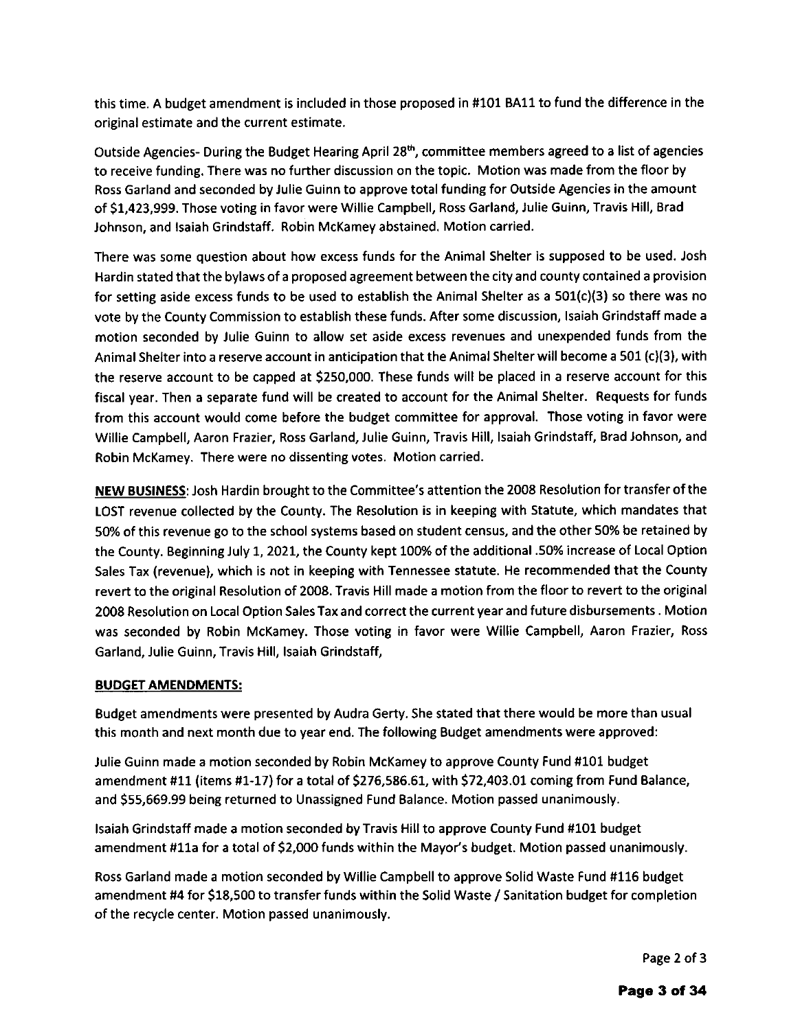this time. A budget amendment is included in those proposed in #101 BA11 to fund the difference in the original estimate and the current estimate.

Outside Agencies- During the Budget Hearing April 28th, committee members agreed to a list of agencies to receive funding. There was no further discussion on the topic. Motion was made from the floor by Ross Garland and seconded by Julie Guinn to approve total funding for Outside Agencies in the amount of $1,423,999. Those voting in favor were Willie Campbell, Ross Garland, Julie Guinn, Travis Hill, Brad Johnson, and Isaiah Grindstaff. Robin McKamey abstained. Motion carried.

There was some question about how excess funds for the Animal Shelter is supposed to be used. Josh Hardin stated that the bylaws of a proposed agreement between the city and county contained a provision for setting aside excess funds to be used to establish the Animal Shelter as a 501(c)(3) so there was no vote by the County Commission to establish these funds. After some discussion, Isaiah Grindstaff made a motion seconded by Julie Guinn to allow set aside excess revenues and unexpended funds from the Animal Shelter into a reserve account in anticipation that the Animal Shelter will become a 501 (c)(3), with the reserve account to be capped at $250,000. These funds will be placed in a reserve account for this fiscal year. Then a separate fund will be created to account for the Animal Shelter. Requests for funds from this account would come before the budget committee for approval. Those voting in favor were Willie Campbell, Aaron Frazier, Ross Garland, Julie Guinn, Travis Hill, Isaiah Grindstaff, Brad Johnson, and Robin McKamey. There were no dissenting votes. Motion carried.

**NEW BUSINESS**: Josh Hardin brought to the Committee's attention the 2008 Resolution for transfer of the LOST revenue collected by the County. The Resolution is in keeping with Statute, which mandates that 50% of this revenue go to the school systems based on student census, and the other 50% be retained by the County. Beginning July 1, 2021, the County kept 100% of the additional .50% increase of Local Option Sales Tax (revenue), which is not in keeping with Tennessee statute. He recommended that the County revert to the original Resolution of 2008. Travis Hill made a motion from the floor to revert to the original 2008 Resolution on Local Option Sales Tax and correct the current year and future disbursements . Motion was seconded by Robin McKamey. Those voting in favor were Willie Campbell, Aaron Frazier, Ross Garland, Julie Guinn, Travis Hill, Isaiah Grindstaff,

**BUDGET AMENDMENTS:**

Budget amendments were presented by Audra Gerty. She stated that there would be more than usual this month and next month due to year end. The following Budget amendments were approved:

Julie Guinn made a motion seconded by Robin McKamey to approve County Fund #101 budget amendment #11 (items #1-17) for a total of $276,586.61, with $72,403.01 coming from Fund Balance, and $55,669.99 being returned to Unassigned Fund Balance. Motion passed unanimously.

Isaiah Grindstaff made a motion seconded by Travis Hill to approve County Fund #101 budget amendment #11a for a total of $2,000 funds within the Mayor's budget. Motion passed unanimously.

Ross Garland made a motion seconded by Willie Campbell to approve Solid Waste Fund #116 budget amendment #4 for $18,500 to transfer funds within the Solid Waste / Sanitation budget for completion of the recycle center. Motion passed unanimously.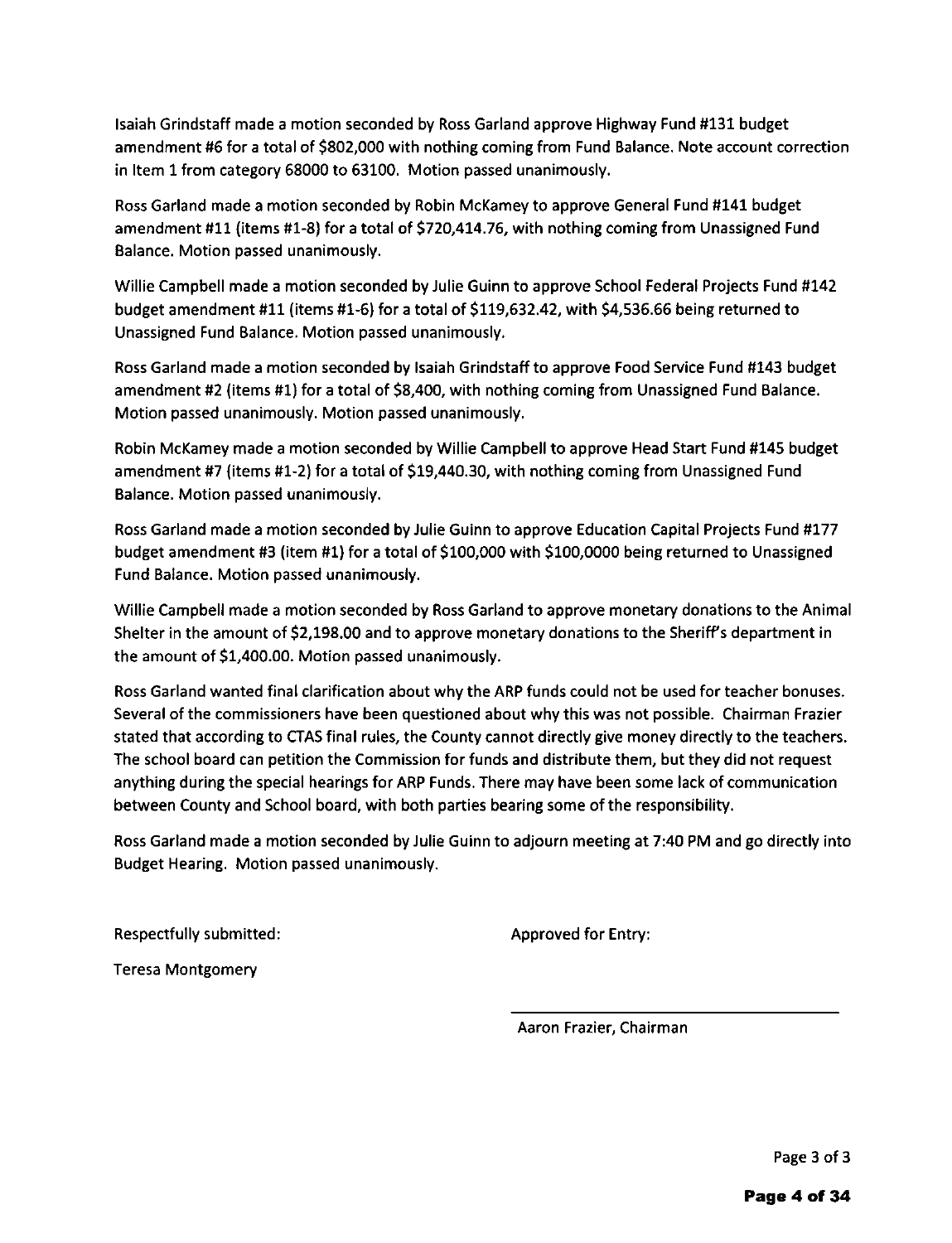Isaiah Grindstaff made a motion seconded by Ross Garland approve Highway Fund #131 budget amendment #6 for a total of $802,000 with nothing coming from Fund Balance. Note account correction in Item 1 from category 68000 to 63100. Motion passed unanimously.

Ross Garland made a motion seconded by Robin McKamey to approve General Fund #141 budget amendment #11 (items #1-8) for a total of $720,414.76, with nothing coming from Unassigned Fund Balance. Motion passed unanimously.

Willie Campbell made a motion seconded by Julie Guinn to approve School Federal Projects Fund #142 budget amendment #11 (items #1-6) for a total of $119,632.42, with $4,536.66 being returned to Unassigned Fund Balance. Motion passed unanimously.

Ross Garland made a motion seconded by Isaiah Grindstaff to approve Food Service Fund #143 budget amendment #2 (items #1) for a total of $8,400, with nothing coming from Unassigned Fund Balance. Motion passed unanimously. Motion passed unanimously.

Robin McKamey made a motion seconded by Willie Campbell to approve Head Start Fund #145 budget amendment #7 (items #1-2) for a total of $19,440.30, with nothing coming from Unassigned Fund Balance. Motion passed unanimously.

Ross Garland made a motion seconded by Julie Guinn to approve Education Capital Projects Fund #177 budget amendment #3 (item #1) for a total of $100,000 with $100,0000 being returned to Unassigned Fund Balance. Motion passed unanimously.

Willie Campbell made a motion seconded by Ross Garland to approve monetary donations to the Animal Shelter in the amount of $2,198.00 and to approve monetary donations to the Sheriff's department in the amount of $1,400.00. Motion passed unanimously.

Ross Garland wanted final clarification about why the ARP funds could not be used for teacher bonuses. Several of the commissioners have been questioned about why this was not possible. Chairman Frazier stated that according to CTAS final rules, the County cannot directly give money directly to the teachers. The school board can petition the Commission for funds and distribute them, but they did not request anything during the special hearings for ARP Funds. There may have been some lack of communication between County and School board, with both parties bearing some of the responsibility.

Ross Garland made a motion seconded by Julie Guinn to adjourn meeting at 7:40 PM and go directly into Budget Hearing. Motion passed unanimously.

Respectfully submitted:

Teresa Montgomery

Approved for Entry:

\_\_\_\_\_\_\_\_\_\_\_\_\_\_\_\_\_\_\_\_\_\_\_\_\_\_\_\_\_\_\_\_

Aaron Frazier, Chairman